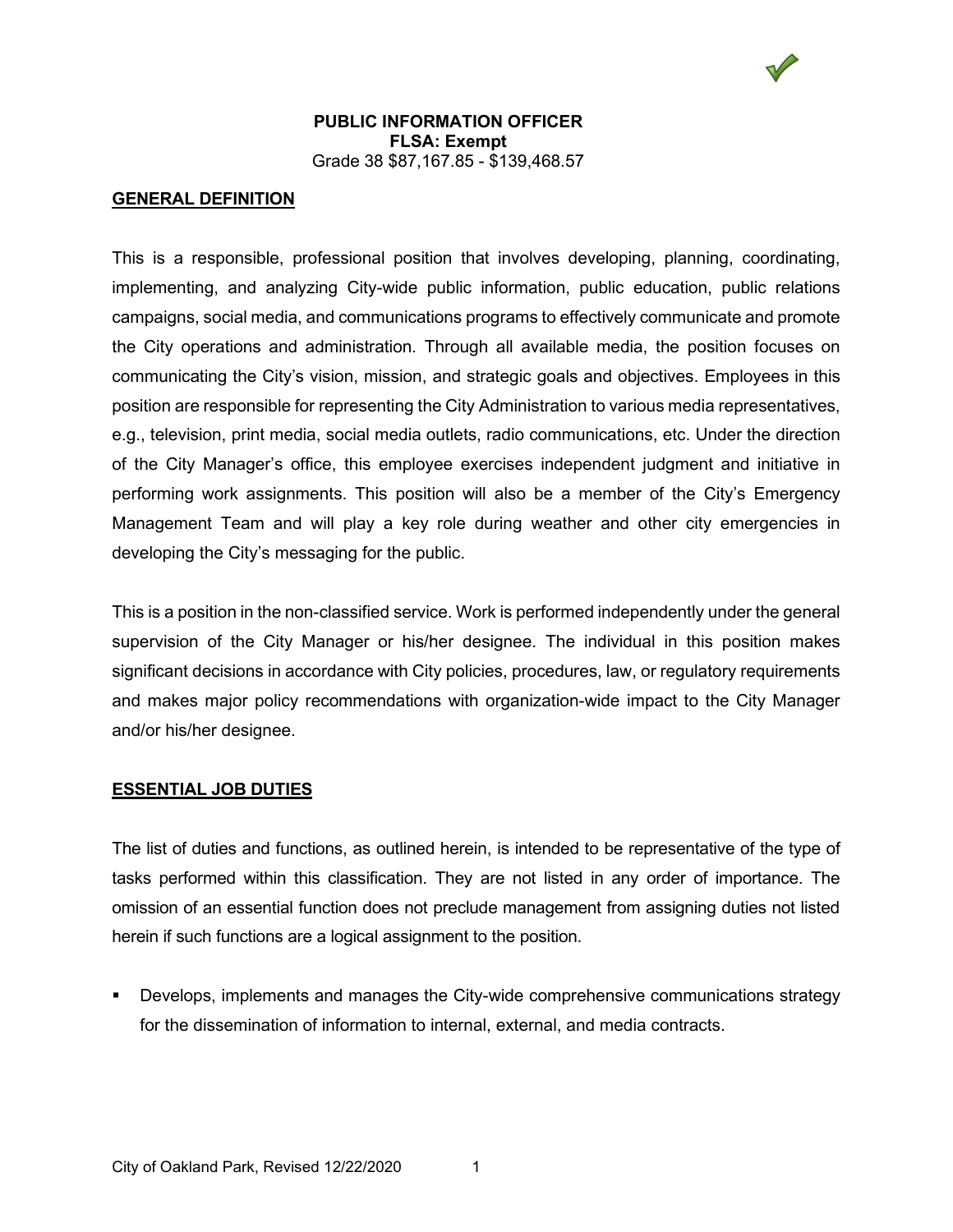**PUBLIC INFORMATION OFFICER**
**FLSA: Exempt**
Grade 38 $87,167.85 - $139,468.57

## GENERAL DEFINITION

This is a responsible, professional position that involves developing, planning, coordinating, implementing, and analyzing City-wide public information, public education, public relations campaigns, social media, and communications programs to effectively communicate and promote the City operations and administration. Through all available media, the position focuses on communicating the City's vision, mission, and strategic goals and objectives. Employees in this position are responsible for representing the City Administration to various media representatives, e.g., television, print media, social media outlets, radio communications, etc. Under the direction of the City Manager's office, this employee exercises independent judgment and initiative in performing work assignments. This position will also be a member of the City's Emergency Management Team and will play a key role during weather and other city emergencies in developing the City's messaging for the public.

This is a position in the non-classified service. Work is performed independently under the general supervision of the City Manager or his/her designee. The individual in this position makes significant decisions in accordance with City policies, procedures, law, or regulatory requirements and makes major policy recommendations with organization-wide impact to the City Manager and/or his/her designee.

## ESSENTIAL JOB DUTIES

The list of duties and functions, as outlined herein, is intended to be representative of the type of tasks performed within this classification. They are not listed in any order of importance. The omission of an essential function does not preclude management from assigning duties not listed herein if such functions are a logical assignment to the position.

- Develops, implements and manages the City-wide comprehensive communications strategy for the dissemination of information to internal, external, and media contracts.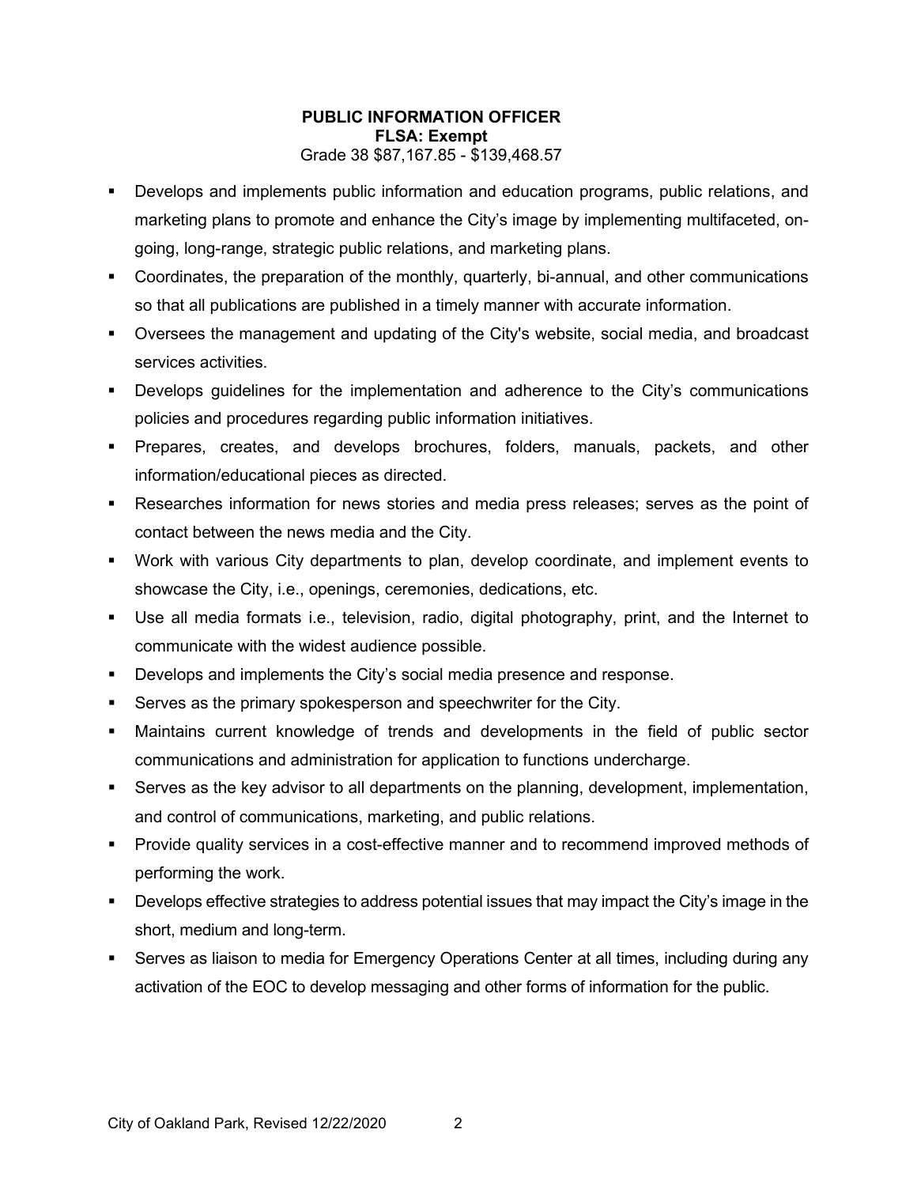**PUBLIC INFORMATION OFFICER**
**FLSA: Exempt**
Grade 38 $87,167.85 - $139,468.57

- Develops and implements public information and education programs, public relations, and marketing plans to promote and enhance the City's image by implementing multifaceted, on-going, long-range, strategic public relations, and marketing plans.
- Coordinates, the preparation of the monthly, quarterly, bi-annual, and other communications so that all publications are published in a timely manner with accurate information.
- Oversees the management and updating of the City's website, social media, and broadcast services activities.
- Develops guidelines for the implementation and adherence to the City's communications policies and procedures regarding public information initiatives.
- Prepares, creates, and develops brochures, folders, manuals, packets, and other information/educational pieces as directed.
- Researches information for news stories and media press releases; serves as the point of contact between the news media and the City.
- Work with various City departments to plan, develop coordinate, and implement events to showcase the City, i.e., openings, ceremonies, dedications, etc.
- Use all media formats i.e., television, radio, digital photography, print, and the Internet to communicate with the widest audience possible.
- Develops and implements the City's social media presence and response.
- Serves as the primary spokesperson and speechwriter for the City.
- Maintains current knowledge of trends and developments in the field of public sector communications and administration for application to functions undercharge.
- Serves as the key advisor to all departments on the planning, development, implementation, and control of communications, marketing, and public relations.
- Provide quality services in a cost-effective manner and to recommend improved methods of performing the work.
- Develops effective strategies to address potential issues that may impact the City's image in the short, medium and long-term.
- Serves as liaison to media for Emergency Operations Center at all times, including during any activation of the EOC to develop messaging and other forms of information for the public.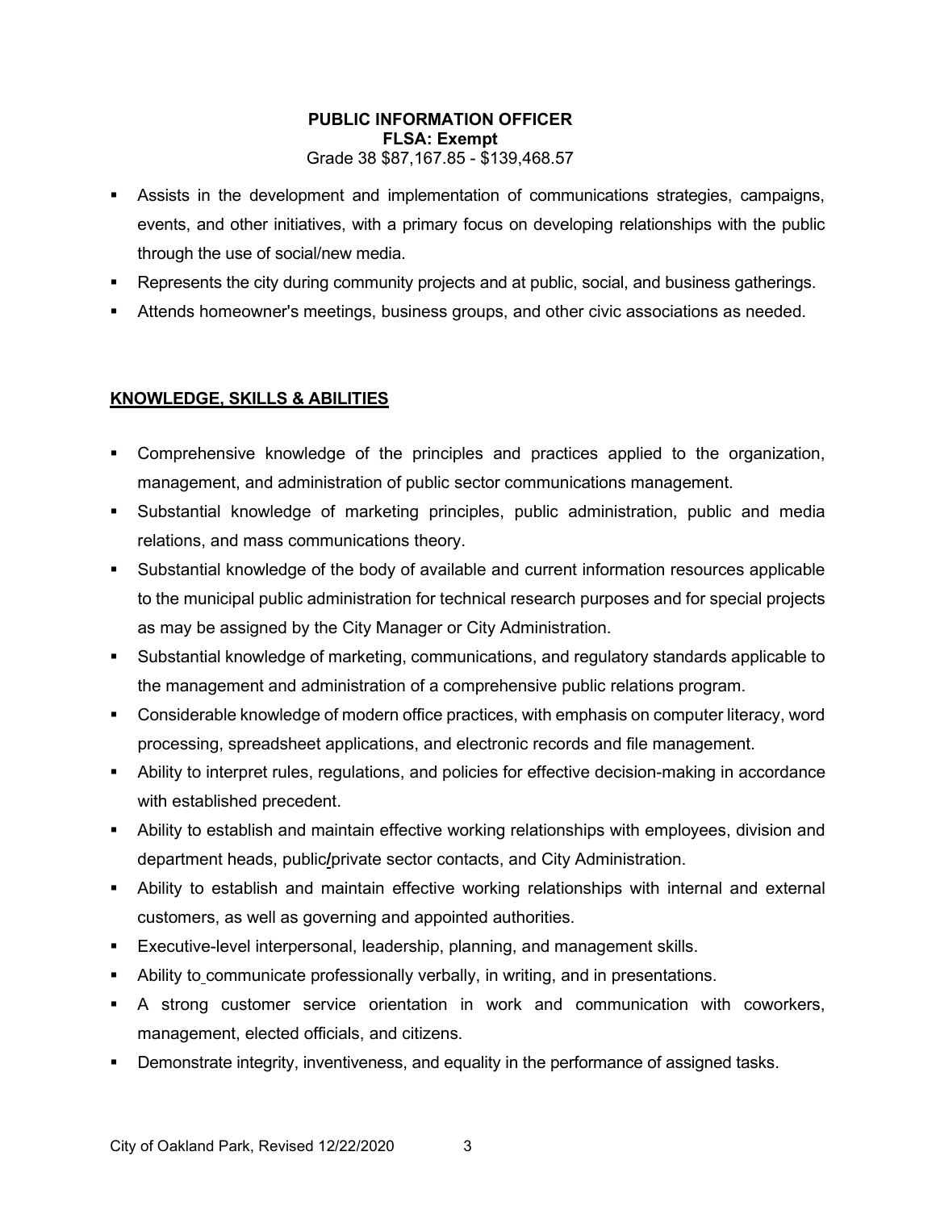**PUBLIC INFORMATION OFFICER**
**FLSA: Exempt**
Grade 38 $87,167.85 - $139,468.57

- Assists in the development and implementation of communications strategies, campaigns, events, and other initiatives, with a primary focus on developing relationships with the public through the use of social/new media.
- Represents the city during community projects and at public, social, and business gatherings.
- Attends homeowner's meetings, business groups, and other civic associations as needed.

## KNOWLEDGE, SKILLS & ABILITIES

- Comprehensive knowledge of the principles and practices applied to the organization, management, and administration of public sector communications management.
- Substantial knowledge of marketing principles, public administration, public and media relations, and mass communications theory.
- Substantial knowledge of the body of available and current information resources applicable to the municipal public administration for technical research purposes and for special projects as may be assigned by the City Manager or City Administration.
- Substantial knowledge of marketing, communications, and regulatory standards applicable to the management and administration of a comprehensive public relations program.
- Considerable knowledge of modern office practices, with emphasis on computer literacy, word processing, spreadsheet applications, and electronic records and file management.
- Ability to interpret rules, regulations, and policies for effective decision-making in accordance with established precedent.
- Ability to establish and maintain effective working relationships with employees, division and department heads, public/private sector contacts, and City Administration.
- Ability to establish and maintain effective working relationships with internal and external customers, as well as governing and appointed authorities.
- Executive-level interpersonal, leadership, planning, and management skills.
- Ability to communicate professionally verbally, in writing, and in presentations.
- A strong customer service orientation in work and communication with coworkers, management, elected officials, and citizens.
- Demonstrate integrity, inventiveness, and equality in the performance of assigned tasks.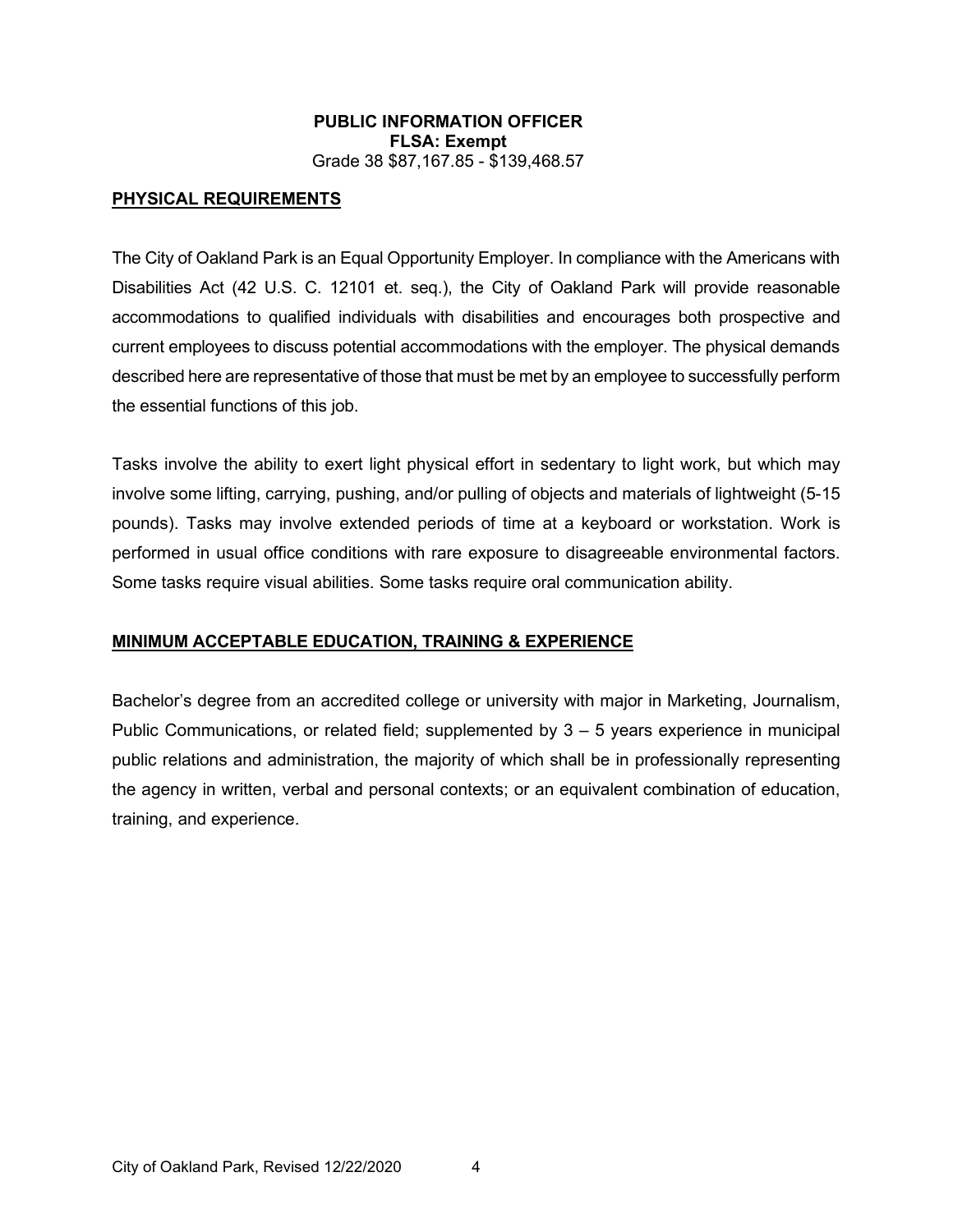**PUBLIC INFORMATION OFFICER**
**FLSA: Exempt**
Grade 38 $87,167.85 - $139,468.57

## PHYSICAL REQUIREMENTS

The City of Oakland Park is an Equal Opportunity Employer. In compliance with the Americans with Disabilities Act (42 U.S. C. 12101 et. seq.), the City of Oakland Park will provide reasonable accommodations to qualified individuals with disabilities and encourages both prospective and current employees to discuss potential accommodations with the employer. The physical demands described here are representative of those that must be met by an employee to successfully perform the essential functions of this job.

Tasks involve the ability to exert light physical effort in sedentary to light work, but which may involve some lifting, carrying, pushing, and/or pulling of objects and materials of lightweight (5-15 pounds). Tasks may involve extended periods of time at a keyboard or workstation. Work is performed in usual office conditions with rare exposure to disagreeable environmental factors. Some tasks require visual abilities. Some tasks require oral communication ability.

## MINIMUM ACCEPTABLE EDUCATION, TRAINING & EXPERIENCE

Bachelor's degree from an accredited college or university with major in Marketing, Journalism, Public Communications, or related field; supplemented by 3 – 5 years experience in municipal public relations and administration, the majority of which shall be in professionally representing the agency in written, verbal and personal contexts; or an equivalent combination of education, training, and experience.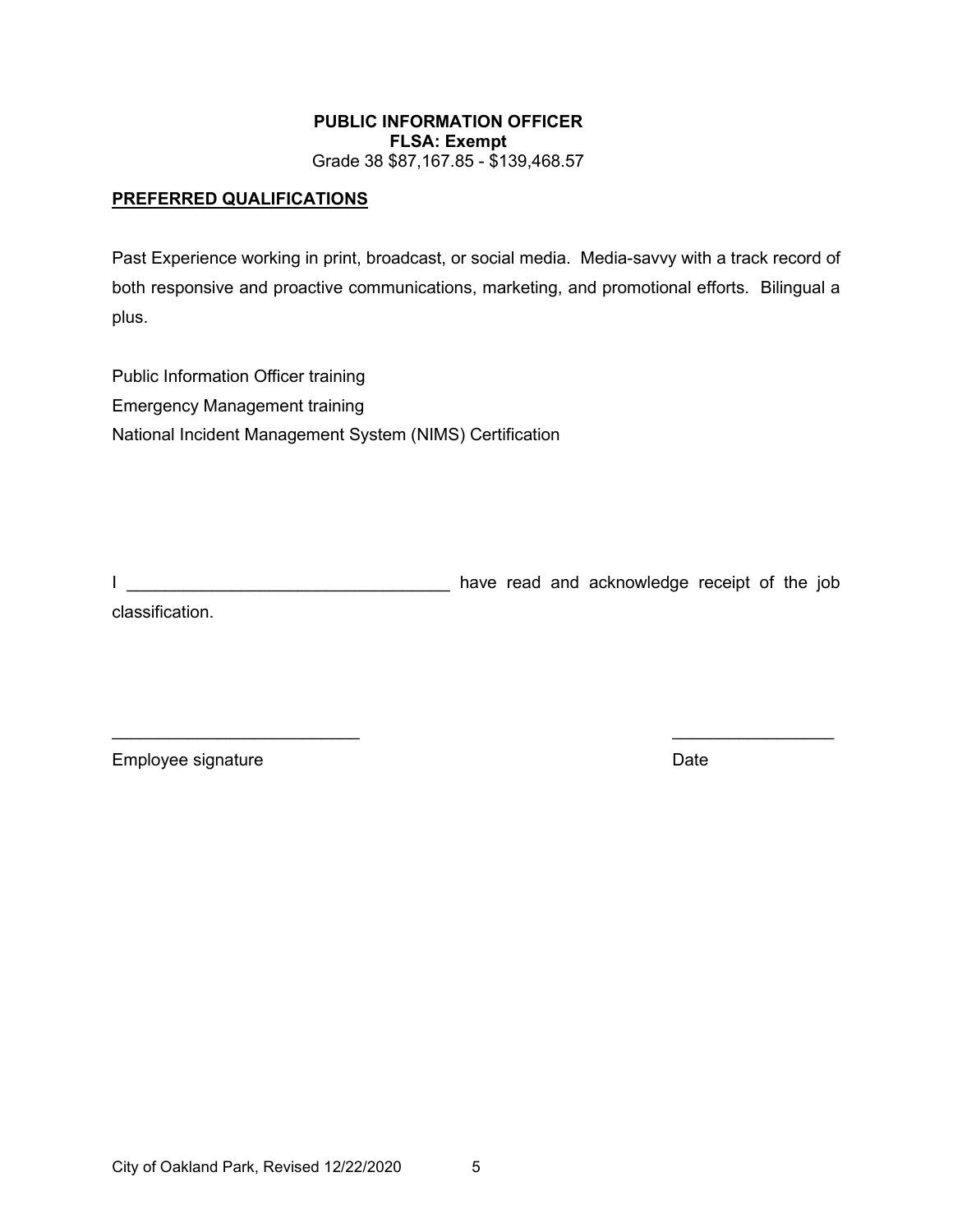**PUBLIC INFORMATION OFFICER**
**FLSA: Exempt**
Grade 38 $87,167.85 - $139,468.57

## PREFERRED QUALIFICATIONS

Past Experience working in print, broadcast, or social media. Media-savvy with a track record of both responsive and proactive communications, marketing, and promotional efforts. Bilingual a plus.

Public Information Officer training
Emergency Management training
National Incident Management System (NIMS) Certification

I __________________________________ have read and acknowledge receipt of the job classification.

__________________________ _________________

Employee signature Date

City of Oakland Park, Revised 12/22/2020